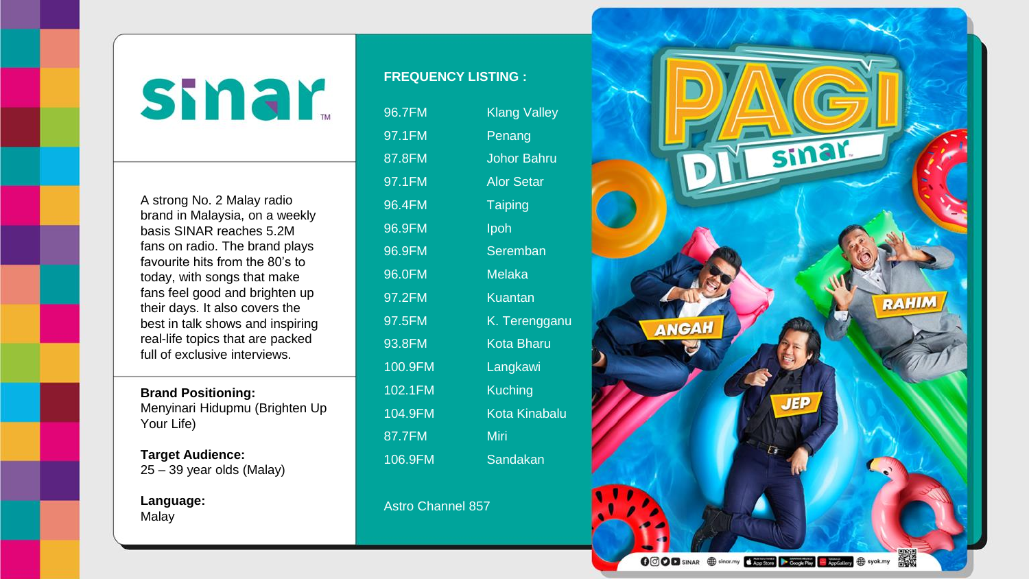# sinar™

A strong No. 2 Malay radio brand in Malaysia, on a weekly basis SINAR reaches 5.2M fans on radio. The brand plays favourite hits from the 80's to today, with songs that make fans feel good and brighten up their days. It also covers the best in talk shows and inspiring real-life topics that are packed full of exclusive interviews.

**Brand Positioning:**
Menyinari Hidupmu (Brighten Up Your Life)

**Target Audience:**
25 – 39 year olds (Malay)

**Language:**
Malay

**FREQUENCY LISTING :**

| Frequency | Location |
| --- | --- |
| 96.7FM | Klang Valley |
| 97.1FM | Penang |
| 87.8FM | Johor Bahru |
| 97.1FM | Alor Setar |
| 96.4FM | Taiping |
| 96.9FM | Ipoh |
| 96.9FM | Seremban |
| 96.0FM | Melaka |
| 97.2FM | Kuantan |
| 97.5FM | K. Terengganu |
| 93.8FM | Kota Bharu |
| 100.9FM | Langkawi |
| 102.1FM | Kuching |
| 104.9FM | Kota Kinabalu |
| 87.7FM | Miri |
| 106.9FM | Sandakan |

Astro Channel 857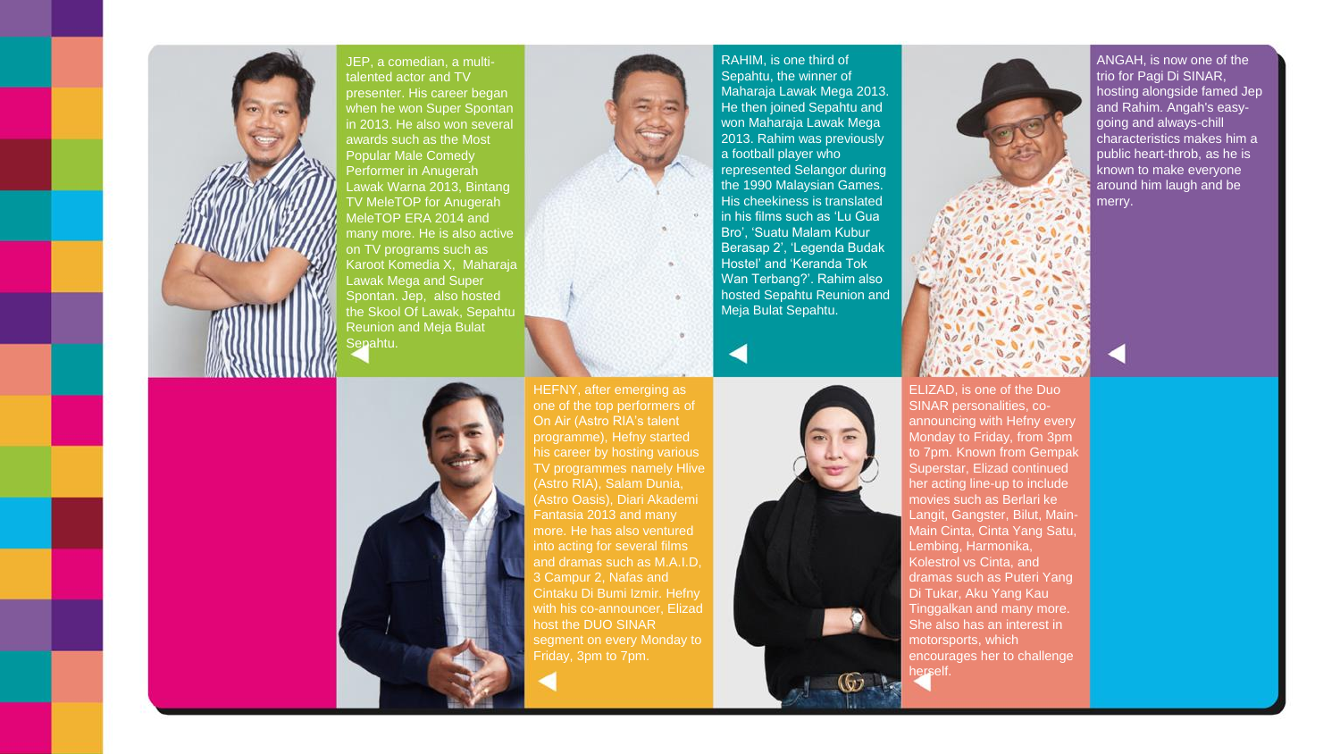JEP, a comedian, a multi-talented actor and TV presenter. His career began when he won Super Spontan in 2013. He also won several awards such as the Most Popular Male Comedy Performer in Anugerah Lawak Warna 2013, Bintang TV MeleTOP for Anugerah MeleTOP ERA 2014 and many more. He is also active on TV programs such as Karoot Komedia X, Maharaja Lawak Mega and Super Spontan. Jep, also hosted the Skool Of Lawak, Sepahtu Reunion and Meja Bulat Sepahtu.

RAHIM, is one third of Sepahtu, the winner of Maharaja Lawak Mega 2013. He then joined Sepahtu and won Maharaja Lawak Mega 2013. Rahim was previously a football player who represented Selangor during the 1990 Malaysian Games. His cheekiness is translated in his films such as 'Lu Gua Bro', 'Suatu Malam Kubur Berasap 2', 'Legenda Budak Hostel' and 'Keranda Tok Wan Terbang?'. Rahim also hosted Sepahtu Reunion and Meja Bulat Sepahtu.

ANGAH, is now one of the trio for Pagi Di SINAR, hosting alongside famed Jep and Rahim. Angah's easy-going and always-chill characteristics makes him a public heart-throb, as he is known to make everyone around him laugh and be merry.

HEFNY, after emerging as one of the top performers of On Air (Astro RIA's talent programme), Hefny started his career by hosting various TV programmes namely Hlive (Astro RIA), Salam Dunia, (Astro Oasis), Diari Akademi Fantasia 2013 and many more. He has also ventured into acting for several films and dramas such as M.A.I.D, 3 Campur 2, Nafas and Cintaku Di Bumi Izmir. Hefny with his co-announcer, Elizad host the DUO SINAR segment on every Monday to Friday, 3pm to 7pm.

ELIZAD, is one of the Duo SINAR personalities, co-announcing with Hefny every Monday to Friday, from 3pm to 7pm. Known from Gempak Superstar, Elizad continued her acting line-up to include movies such as Berlari ke Langit, Gangster, Bilut, Main-Main Cinta, Cinta Yang Satu, Lembing, Harmonika, Kolestrol vs Cinta, and dramas such as Puteri Yang Di Tukar, Aku Yang Kau Tinggalkan and many more. She also has an interest in motorsports, which encourages her to challenge herself.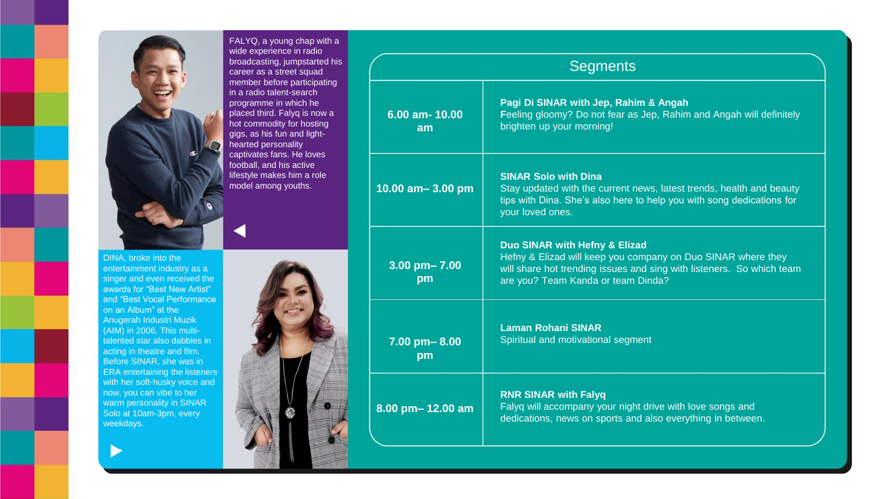FALYQ, a young chap with a wide experience in radio broadcasting, jumpstarted his career as a street squad member before participating in a radio talent-search programme in which he placed third. Falyq is now a hot commodity for hosting gigs, as his fun and light-hearted personality captivates fans. He loves football, and his active lifestyle makes him a role model among youths.

DINA, broke into the entertainment industry as a singer and even received the awards for “Best New Artist” and “Best Vocal Performance on an Album” at the Anugerah Industri Muzik (AIM) in 2006. This multi-talented star also dabbles in acting in theatre and film. Before SINAR, she was in ERA entertaining the listeners with her soft-husky voice and now, you can vibe to her warm personality in SINAR Solo at 10am-3pm, every weekdays.

## Segments

| | |
|---|---|
| **6.00 am- 10.00 am** | **Pagi Di SINAR with Jep, Rahim & Angah**<br>Feeling gloomy? Do not fear as Jep, Rahim and Angah will definitely brighten up your morning! |
| **10.00 am– 3.00 pm** | **SINAR Solo with Dina**<br>Stay updated with the current news, latest trends, health and beauty tips with Dina. She’s also here to help you with song dedications for your loved ones. |
| **3.00 pm– 7.00 pm** | **Duo SINAR with Hefny & Elizad**<br>Hefny & Elizad will keep you company on Duo SINAR where they will share hot trending issues and sing with listeners. So which team are you? Team Kanda or team Dinda? |
| **7.00 pm– 8.00 pm** | **Laman Rohani SINAR**<br>Spiritual and motivational segment |
| **8.00 pm– 12.00 am** | **RNR SINAR with Falyq**<br>Falyq will accompany your night drive with love songs and dedications, news on sports and also everything in between. |